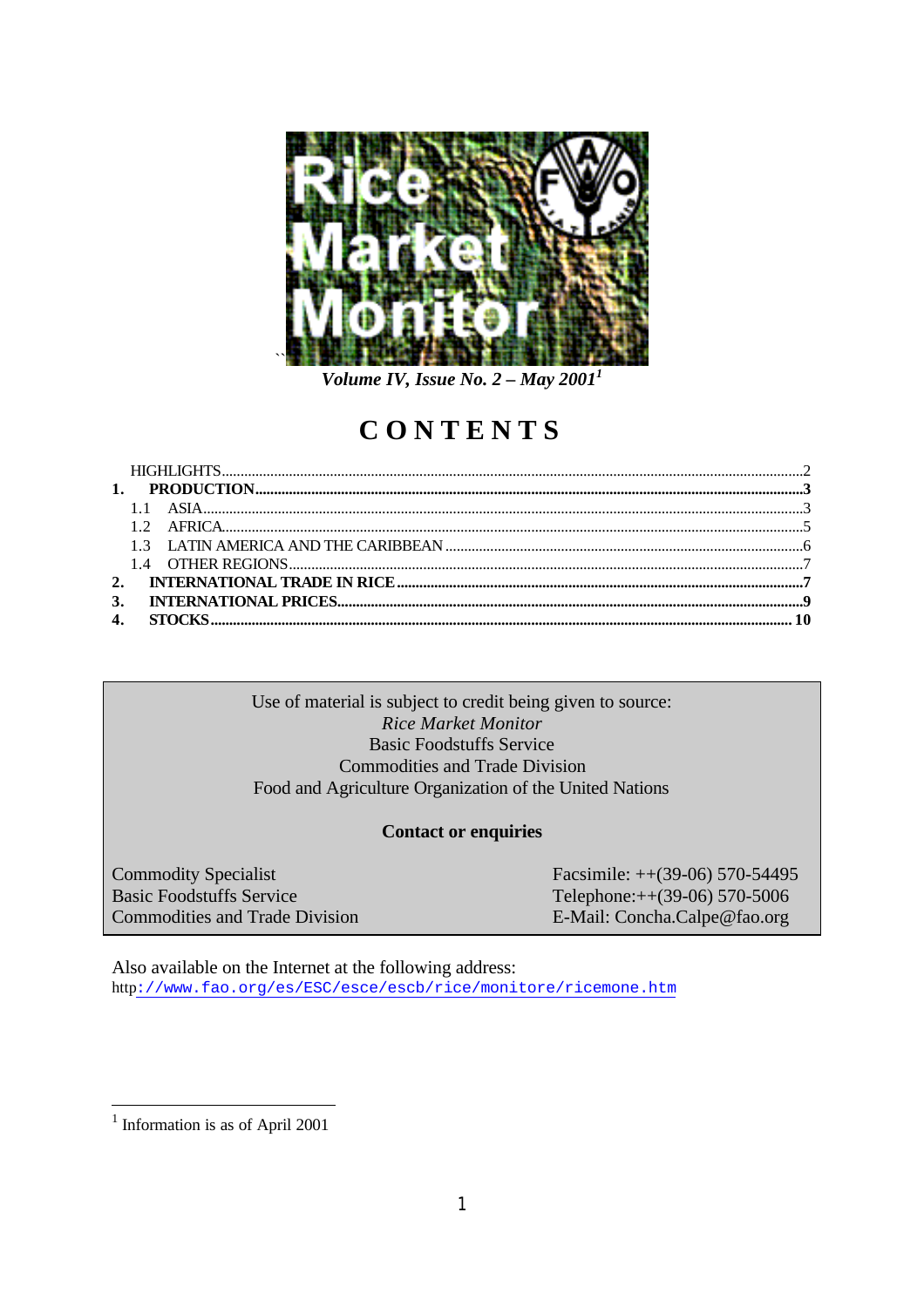# Rice Market Monitor

*Volume IV, Issue No. 2 – May 2001*[1]

# CONTENTS

| | | |
|---|---|---|
| | HIGHLIGHTS | 2 |
| **1.** | **PRODUCTION** | **3** |
| 1.1 | ASIA | 3 |
| 1.2 | AFRICA | 5 |
| 1.3 | LATIN AMERICA AND THE CARIBBEAN | 6 |
| 1.4 | OTHER REGIONS | 7 |
| **2.** | **INTERNATIONAL TRADE IN RICE** | **7** |
| **3.** | **INTERNATIONAL PRICES** | **9** |
| **4.** | **STOCKS** | **10** |

Use of material is subject to credit being given to source:
*Rice Market Monitor*
Basic Foodstuffs Service
Commodities and Trade Division
Food and Agriculture Organization of the United Nations

**Contact or enquiries**

Commodity Specialist
Basic Foodstuffs Service
Commodities and Trade Division

Facsimile: ++(39-06) 570-54495
Telephone:++(39-06) 570-5006
E-Mail: Concha.Calpe@fao.org

Also available on the Internet at the following address:
http://www.fao.org/es/ESC/esce/escb/rice/monitore/ricemone.htm

[1] Information is as of April 2001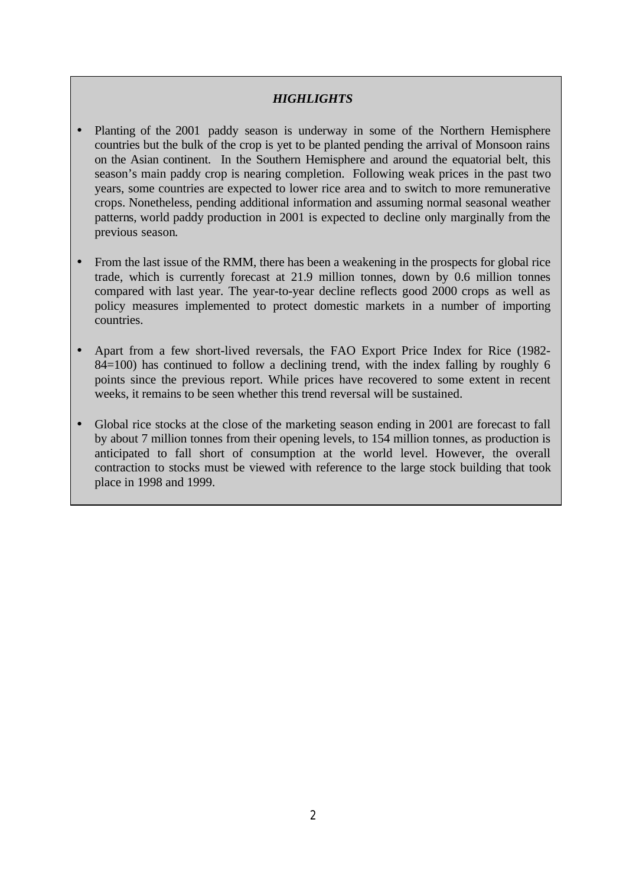## *HIGHLIGHTS*

- Planting of the 2001 paddy season is underway in some of the Northern Hemisphere countries but the bulk of the crop is yet to be planted pending the arrival of Monsoon rains on the Asian continent. In the Southern Hemisphere and around the equatorial belt, this season's main paddy crop is nearing completion. Following weak prices in the past two years, some countries are expected to lower rice area and to switch to more remunerative crops. Nonetheless, pending additional information and assuming normal seasonal weather patterns, world paddy production in 2001 is expected to decline only marginally from the previous season.

- From the last issue of the RMM, there has been a weakening in the prospects for global rice trade, which is currently forecast at 21.9 million tonnes, down by 0.6 million tonnes compared with last year. The year-to-year decline reflects good 2000 crops as well as policy measures implemented to protect domestic markets in a number of importing countries.

- Apart from a few short-lived reversals, the FAO Export Price Index for Rice (1982-84=100) has continued to follow a declining trend, with the index falling by roughly 6 points since the previous report. While prices have recovered to some extent in recent weeks, it remains to be seen whether this trend reversal will be sustained.

- Global rice stocks at the close of the marketing season ending in 2001 are forecast to fall by about 7 million tonnes from their opening levels, to 154 million tonnes, as production is anticipated to fall short of consumption at the world level. However, the overall contraction to stocks must be viewed with reference to the large stock building that took place in 1998 and 1999.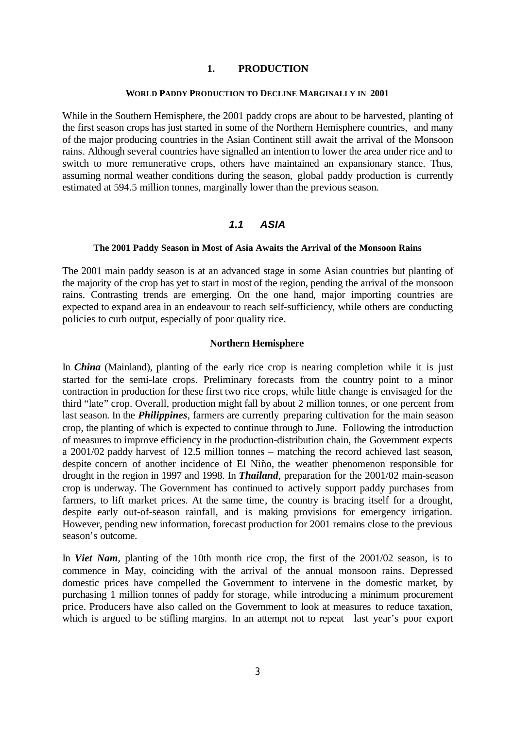# 1. PRODUCTION

### WORLD PADDY PRODUCTION TO DECLINE MARGINALLY IN 2001

While in the Southern Hemisphere, the 2001 paddy crops are about to be harvested, planting of the first season crops has just started in some of the Northern Hemisphere countries, and many of the major producing countries in the Asian Continent still await the arrival of the Monsoon rains. Although several countries have signalled an intention to lower the area under rice and to switch to more remunerative crops, others have maintained an expansionary stance. Thus, assuming normal weather conditions during the season, global paddy production is currently estimated at 594.5 million tonnes, marginally lower than the previous season.

## *1.1 ASIA*

### The 2001 Paddy Season in Most of Asia Awaits the Arrival of the Monsoon Rains

The 2001 main paddy season is at an advanced stage in some Asian countries but planting of the majority of the crop has yet to start in most of the region, pending the arrival of the monsoon rains. Contrasting trends are emerging. On the one hand, major importing countries are expected to expand area in an endeavour to reach self-sufficiency, while others are conducting policies to curb output, especially of poor quality rice.

### Northern Hemisphere

In ***China*** (Mainland), planting of the early rice crop is nearing completion while it is just started for the semi-late crops. Preliminary forecasts from the country point to a minor contraction in production for these first two rice crops, while little change is envisaged for the third "late" crop. Overall, production might fall by about 2 million tonnes, or one percent from last season. In the ***Philippines***, farmers are currently preparing cultivation for the main season crop, the planting of which is expected to continue through to June. Following the introduction of measures to improve efficiency in the production-distribution chain, the Government expects a 2001/02 paddy harvest of 12.5 million tonnes – matching the record achieved last season, despite concern of another incidence of El Niño, the weather phenomenon responsible for drought in the region in 1997 and 1998. In ***Thailand***, preparation for the 2001/02 main-season crop is underway. The Government has continued to actively support paddy purchases from farmers, to lift market prices. At the same time, the country is bracing itself for a drought, despite early out-of-season rainfall, and is making provisions for emergency irrigation. However, pending new information, forecast production for 2001 remains close to the previous season's outcome.

In ***Viet Nam***, planting of the 10th month rice crop, the first of the 2001/02 season, is to commence in May, coinciding with the arrival of the annual monsoon rains. Depressed domestic prices have compelled the Government to intervene in the domestic market, by purchasing 1 million tonnes of paddy for storage, while introducing a minimum procurement price. Producers have also called on the Government to look at measures to reduce taxation, which is argued to be stifling margins. In an attempt not to repeat last year's poor export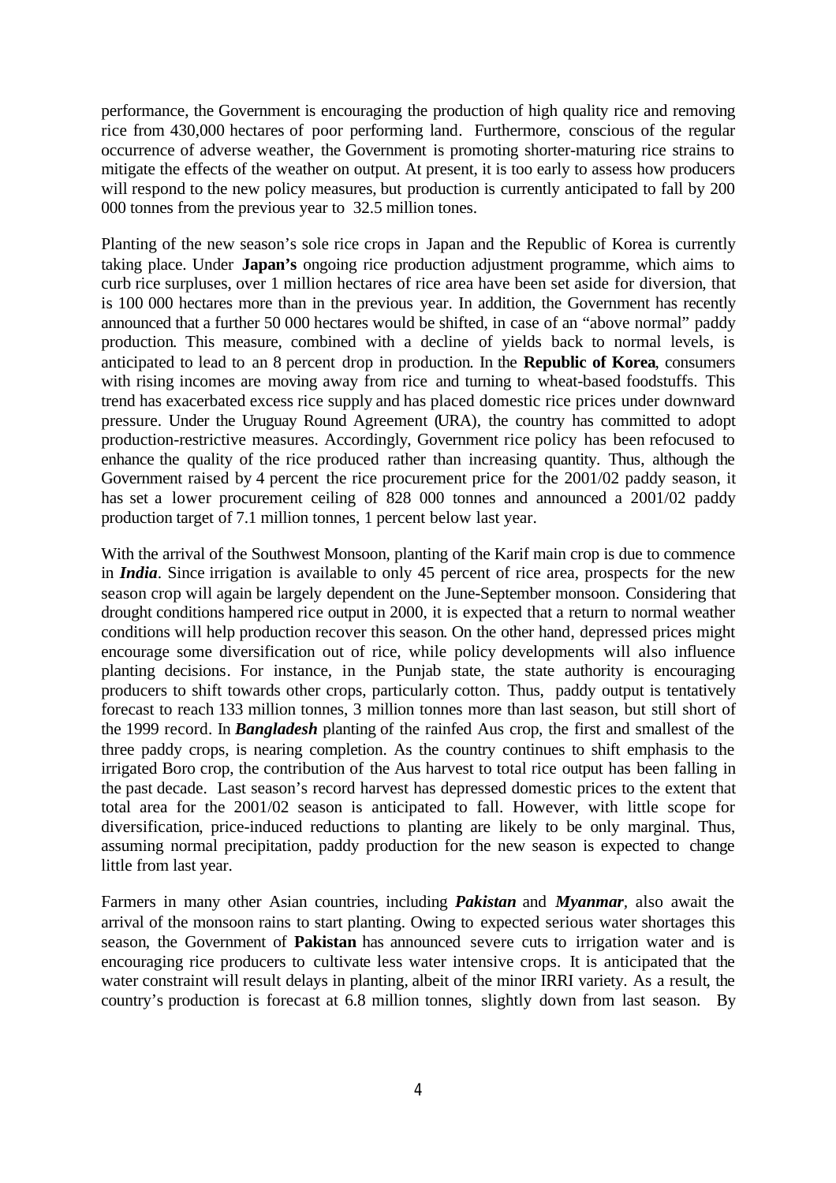performance, the Government is encouraging the production of high quality rice and removing rice from 430,000 hectares of poor performing land. Furthermore, conscious of the regular occurrence of adverse weather, the Government is promoting shorter-maturing rice strains to mitigate the effects of the weather on output. At present, it is too early to assess how producers will respond to the new policy measures, but production is currently anticipated to fall by 200 000 tonnes from the previous year to 32.5 million tones.

Planting of the new season's sole rice crops in Japan and the Republic of Korea is currently taking place. Under **Japan's** ongoing rice production adjustment programme, which aims to curb rice surpluses, over 1 million hectares of rice area have been set aside for diversion, that is 100 000 hectares more than in the previous year. In addition, the Government has recently announced that a further 50 000 hectares would be shifted, in case of an "above normal" paddy production. This measure, combined with a decline of yields back to normal levels, is anticipated to lead to an 8 percent drop in production. In the **Republic of Korea**, consumers with rising incomes are moving away from rice and turning to wheat-based foodstuffs. This trend has exacerbated excess rice supply and has placed domestic rice prices under downward pressure. Under the Uruguay Round Agreement (URA), the country has committed to adopt production-restrictive measures. Accordingly, Government rice policy has been refocused to enhance the quality of the rice produced rather than increasing quantity. Thus, although the Government raised by 4 percent the rice procurement price for the 2001/02 paddy season, it has set a lower procurement ceiling of 828 000 tonnes and announced a 2001/02 paddy production target of 7.1 million tonnes, 1 percent below last year.

With the arrival of the Southwest Monsoon, planting of the Karif main crop is due to commence in ***India***. Since irrigation is available to only 45 percent of rice area, prospects for the new season crop will again be largely dependent on the June-September monsoon. Considering that drought conditions hampered rice output in 2000, it is expected that a return to normal weather conditions will help production recover this season. On the other hand, depressed prices might encourage some diversification out of rice, while policy developments will also influence planting decisions. For instance, in the Punjab state, the state authority is encouraging producers to shift towards other crops, particularly cotton. Thus, paddy output is tentatively forecast to reach 133 million tonnes, 3 million tonnes more than last season, but still short of the 1999 record. In ***Bangladesh*** planting of the rainfed Aus crop, the first and smallest of the three paddy crops, is nearing completion. As the country continues to shift emphasis to the irrigated Boro crop, the contribution of the Aus harvest to total rice output has been falling in the past decade. Last season's record harvest has depressed domestic prices to the extent that total area for the 2001/02 season is anticipated to fall. However, with little scope for diversification, price-induced reductions to planting are likely to be only marginal. Thus, assuming normal precipitation, paddy production for the new season is expected to change little from last year.

Farmers in many other Asian countries, including ***Pakistan*** and ***Myanmar***, also await the arrival of the monsoon rains to start planting. Owing to expected serious water shortages this season, the Government of **Pakistan** has announced severe cuts to irrigation water and is encouraging rice producers to cultivate less water intensive crops. It is anticipated that the water constraint will result delays in planting, albeit of the minor IRRI variety. As a result, the country's production is forecast at 6.8 million tonnes, slightly down from last season. By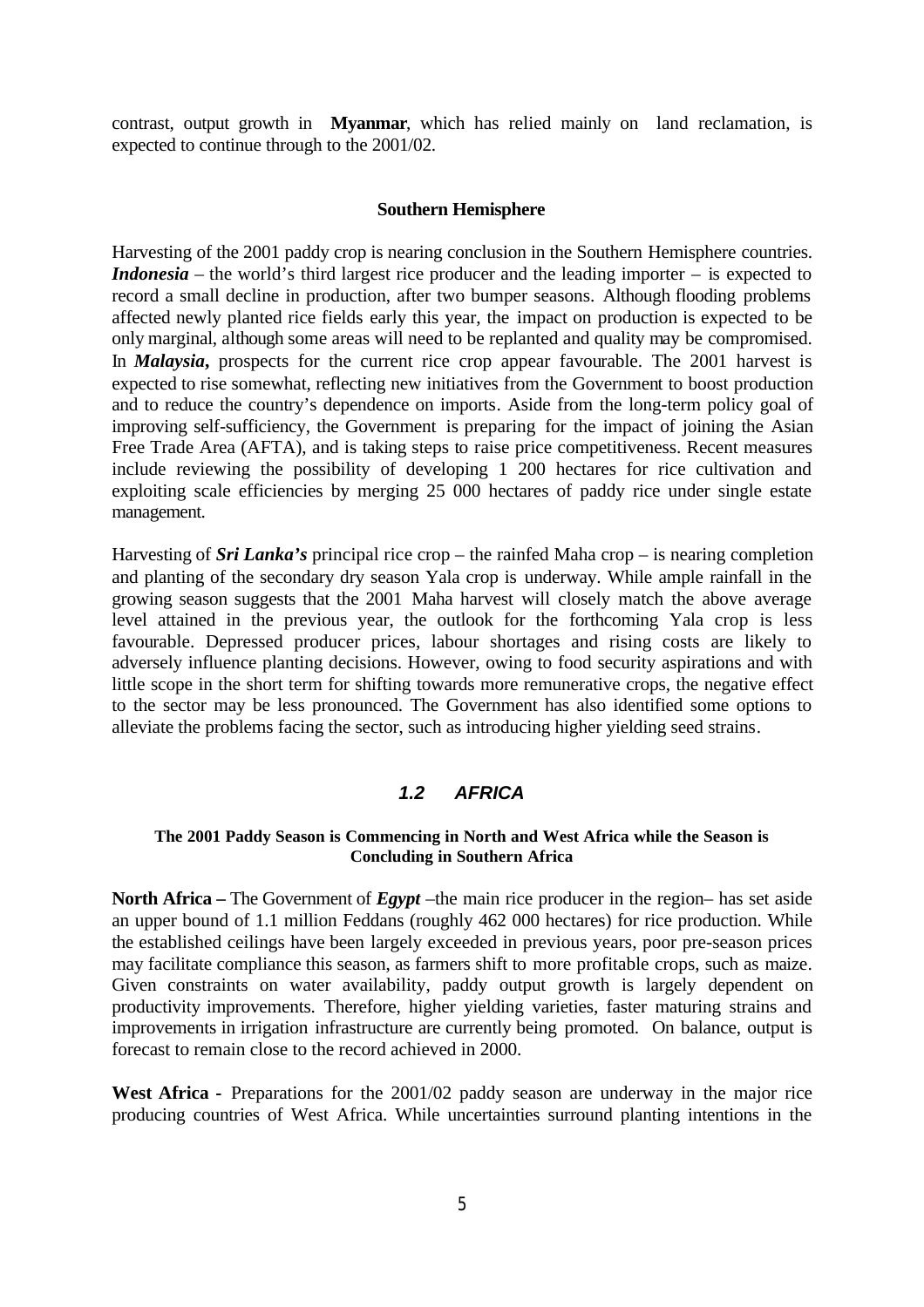contrast, output growth in **Myanmar**, which has relied mainly on land reclamation, is expected to continue through to the 2001/02.

**Southern Hemisphere**

Harvesting of the 2001 paddy crop is nearing conclusion in the Southern Hemisphere countries. ***Indonesia*** – the world's third largest rice producer and the leading importer – is expected to record a small decline in production, after two bumper seasons. Although flooding problems affected newly planted rice fields early this year, the impact on production is expected to be only marginal, although some areas will need to be replanted and quality may be compromised. In ***Malaysia*****,** prospects for the current rice crop appear favourable. The 2001 harvest is expected to rise somewhat, reflecting new initiatives from the Government to boost production and to reduce the country's dependence on imports. Aside from the long-term policy goal of improving self-sufficiency, the Government is preparing for the impact of joining the Asian Free Trade Area (AFTA), and is taking steps to raise price competitiveness. Recent measures include reviewing the possibility of developing 1 200 hectares for rice cultivation and exploiting scale efficiencies by merging 25 000 hectares of paddy rice under single estate management.

Harvesting of ***Sri Lanka's*** principal rice crop – the rainfed Maha crop – is nearing completion and planting of the secondary dry season Yala crop is underway. While ample rainfall in the growing season suggests that the 2001 Maha harvest will closely match the above average level attained in the previous year, the outlook for the forthcoming Yala crop is less favourable. Depressed producer prices, labour shortages and rising costs are likely to adversely influence planting decisions. However, owing to food security aspirations and with little scope in the short term for shifting towards more remunerative crops, the negative effect to the sector may be less pronounced. The Government has also identified some options to alleviate the problems facing the sector, such as introducing higher yielding seed strains.

## *1.2 AFRICA*

**The 2001 Paddy Season is Commencing in North and West Africa while the Season is Concluding in Southern Africa**

**North Africa –** The Government of ***Egypt*** –the main rice producer in the region– has set aside an upper bound of 1.1 million Feddans (roughly 462 000 hectares) for rice production. While the established ceilings have been largely exceeded in previous years, poor pre-season prices may facilitate compliance this season, as farmers shift to more profitable crops, such as maize. Given constraints on water availability, paddy output growth is largely dependent on productivity improvements. Therefore, higher yielding varieties, faster maturing strains and improvements in irrigation infrastructure are currently being promoted. On balance, output is forecast to remain close to the record achieved in 2000.

**West Africa -** Preparations for the 2001/02 paddy season are underway in the major rice producing countries of West Africa. While uncertainties surround planting intentions in the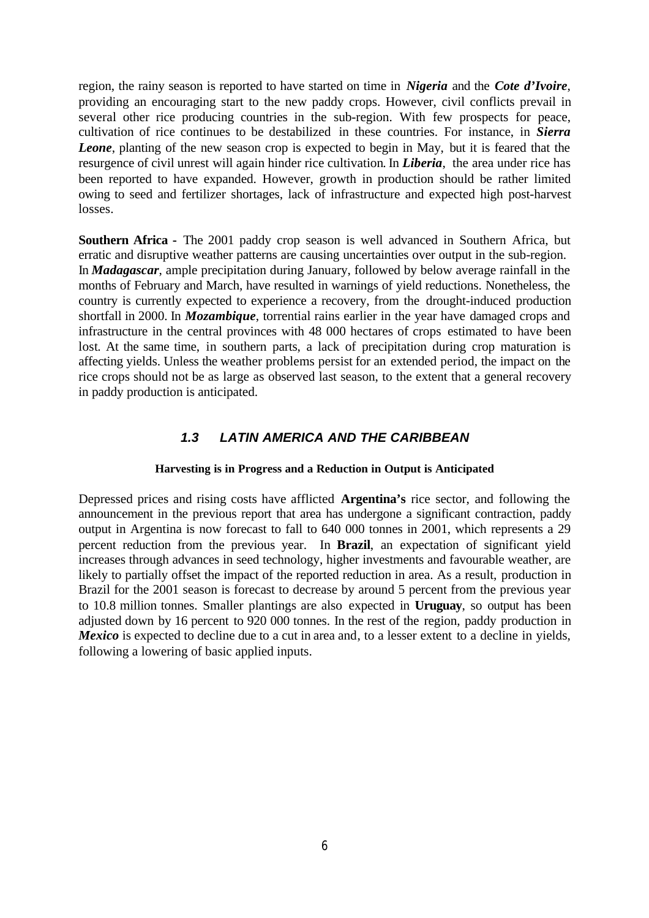region, the rainy season is reported to have started on time in ***Nigeria*** and the ***Cote d'Ivoire***, providing an encouraging start to the new paddy crops. However, civil conflicts prevail in several other rice producing countries in the sub-region. With few prospects for peace, cultivation of rice continues to be destabilized in these countries. For instance, in ***Sierra Leone***, planting of the new season crop is expected to begin in May, but it is feared that the resurgence of civil unrest will again hinder rice cultivation. In ***Liberia***, the area under rice has been reported to have expanded. However, growth in production should be rather limited owing to seed and fertilizer shortages, lack of infrastructure and expected high post-harvest losses.

**Southern Africa -** The 2001 paddy crop season is well advanced in Southern Africa, but erratic and disruptive weather patterns are causing uncertainties over output in the sub-region. In ***Madagascar***, ample precipitation during January, followed by below average rainfall in the months of February and March, have resulted in warnings of yield reductions. Nonetheless, the country is currently expected to experience a recovery, from the drought-induced production shortfall in 2000. In ***Mozambique***, torrential rains earlier in the year have damaged crops and infrastructure in the central provinces with 48 000 hectares of crops estimated to have been lost. At the same time, in southern parts, a lack of precipitation during crop maturation is affecting yields. Unless the weather problems persist for an extended period, the impact on the rice crops should not be as large as observed last season, to the extent that a general recovery in paddy production is anticipated.

## *1.3 LATIN AMERICA AND THE CARIBBEAN*

**Harvesting is in Progress and a Reduction in Output is Anticipated**

Depressed prices and rising costs have afflicted **Argentina's** rice sector, and following the announcement in the previous report that area has undergone a significant contraction, paddy output in Argentina is now forecast to fall to 640 000 tonnes in 2001, which represents a 29 percent reduction from the previous year. In **Brazil**, an expectation of significant yield increases through advances in seed technology, higher investments and favourable weather, are likely to partially offset the impact of the reported reduction in area. As a result, production in Brazil for the 2001 season is forecast to decrease by around 5 percent from the previous year to 10.8 million tonnes. Smaller plantings are also expected in **Uruguay**, so output has been adjusted down by 16 percent to 920 000 tonnes. In the rest of the region, paddy production in ***Mexico*** is expected to decline due to a cut in area and, to a lesser extent to a decline in yields, following a lowering of basic applied inputs.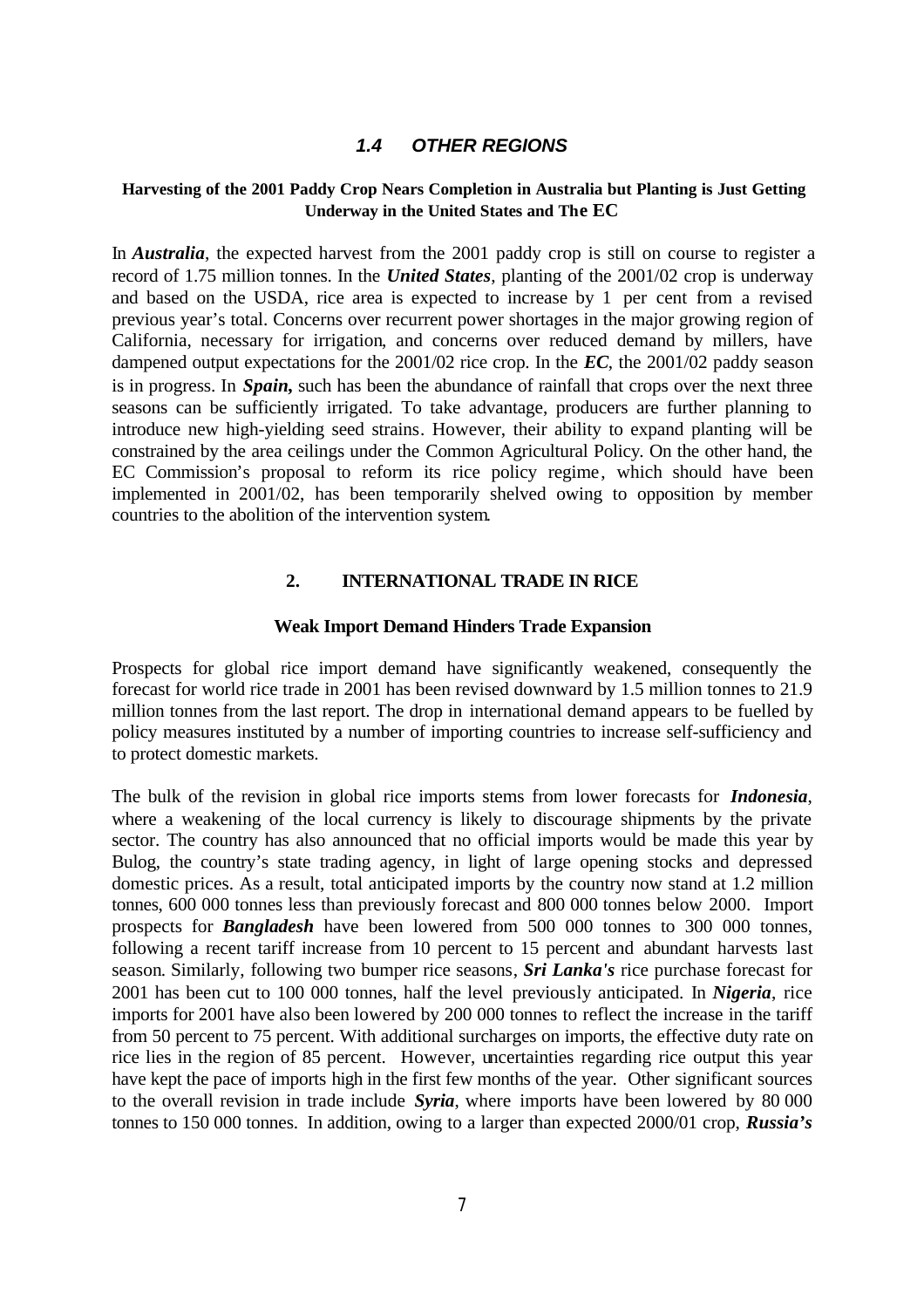### *1.4 OTHER REGIONS*

**Harvesting of the 2001 Paddy Crop Nears Completion in Australia but Planting is Just Getting Underway in the United States and The EC**

In ***Australia***, the expected harvest from the 2001 paddy crop is still on course to register a record of 1.75 million tonnes. In the ***United States***, planting of the 2001/02 crop is underway and based on the USDA, rice area is expected to increase by 1 per cent from a revised previous year's total. Concerns over recurrent power shortages in the major growing region of California, necessary for irrigation, and concerns over reduced demand by millers, have dampened output expectations for the 2001/02 rice crop. In the ***EC***, the 2001/02 paddy season is in progress. In ***Spain,*** such has been the abundance of rainfall that crops over the next three seasons can be sufficiently irrigated. To take advantage, producers are further planning to introduce new high-yielding seed strains. However, their ability to expand planting will be constrained by the area ceilings under the Common Agricultural Policy. On the other hand, the EC Commission's proposal to reform its rice policy regime, which should have been implemented in 2001/02, has been temporarily shelved owing to opposition by member countries to the abolition of the intervention system.

## 2. INTERNATIONAL TRADE IN RICE

**Weak Import Demand Hinders Trade Expansion**

Prospects for global rice import demand have significantly weakened, consequently the forecast for world rice trade in 2001 has been revised downward by 1.5 million tonnes to 21.9 million tonnes from the last report. The drop in international demand appears to be fuelled by policy measures instituted by a number of importing countries to increase self-sufficiency and to protect domestic markets.

The bulk of the revision in global rice imports stems from lower forecasts for ***Indonesia***, where a weakening of the local currency is likely to discourage shipments by the private sector. The country has also announced that no official imports would be made this year by Bulog, the country's state trading agency, in light of large opening stocks and depressed domestic prices. As a result, total anticipated imports by the country now stand at 1.2 million tonnes, 600 000 tonnes less than previously forecast and 800 000 tonnes below 2000. Import prospects for ***Bangladesh*** have been lowered from 500 000 tonnes to 300 000 tonnes, following a recent tariff increase from 10 percent to 15 percent and abundant harvests last season. Similarly, following two bumper rice seasons, ***Sri Lanka's*** rice purchase forecast for 2001 has been cut to 100 000 tonnes, half the level previously anticipated. In ***Nigeria***, rice imports for 2001 have also been lowered by 200 000 tonnes to reflect the increase in the tariff from 50 percent to 75 percent. With additional surcharges on imports, the effective duty rate on rice lies in the region of 85 percent. However, uncertainties regarding rice output this year have kept the pace of imports high in the first few months of the year. Other significant sources to the overall revision in trade include ***Syria***, where imports have been lowered by 80 000 tonnes to 150 000 tonnes. In addition, owing to a larger than expected 2000/01 crop, ***Russia's***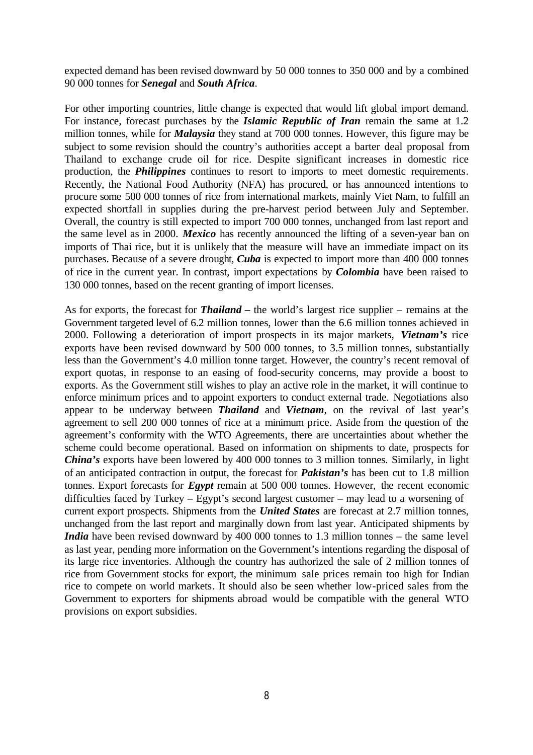expected demand has been revised downward by 50 000 tonnes to 350 000 and by a combined 90 000 tonnes for ***Senegal*** and ***South Africa***.

For other importing countries, little change is expected that would lift global import demand. For instance, forecast purchases by the ***Islamic Republic of Iran*** remain the same at 1.2 million tonnes, while for ***Malaysia*** they stand at 700 000 tonnes. However, this figure may be subject to some revision should the country's authorities accept a barter deal proposal from Thailand to exchange crude oil for rice. Despite significant increases in domestic rice production, the ***Philippines*** continues to resort to imports to meet domestic requirements. Recently, the National Food Authority (NFA) has procured, or has announced intentions to procure some 500 000 tonnes of rice from international markets, mainly Viet Nam, to fulfill an expected shortfall in supplies during the pre-harvest period between July and September. Overall, the country is still expected to import 700 000 tonnes, unchanged from last report and the same level as in 2000. ***Mexico*** has recently announced the lifting of a seven-year ban on imports of Thai rice, but it is unlikely that the measure will have an immediate impact on its purchases. Because of a severe drought, ***Cuba*** is expected to import more than 400 000 tonnes of rice in the current year. In contrast, import expectations by ***Colombia*** have been raised to 130 000 tonnes, based on the recent granting of import licenses.

As for exports, the forecast for ***Thailand*** **–** the world's largest rice supplier – remains at the Government targeted level of 6.2 million tonnes, lower than the 6.6 million tonnes achieved in 2000. Following a deterioration of import prospects in its major markets, ***Vietnam's*** rice exports have been revised downward by 500 000 tonnes, to 3.5 million tonnes, substantially less than the Government's 4.0 million tonne target. However, the country's recent removal of export quotas, in response to an easing of food-security concerns, may provide a boost to exports. As the Government still wishes to play an active role in the market, it will continue to enforce minimum prices and to appoint exporters to conduct external trade. Negotiations also appear to be underway between ***Thailand*** and ***Vietnam***, on the revival of last year's agreement to sell 200 000 tonnes of rice at a minimum price. Aside from the question of the agreement's conformity with the WTO Agreements, there are uncertainties about whether the scheme could become operational. Based on information on shipments to date, prospects for ***China's*** exports have been lowered by 400 000 tonnes to 3 million tonnes. Similarly, in light of an anticipated contraction in output, the forecast for ***Pakistan's*** has been cut to 1.8 million tonnes. Export forecasts for ***Egypt*** remain at 500 000 tonnes. However, the recent economic difficulties faced by Turkey – Egypt's second largest customer – may lead to a worsening of current export prospects. Shipments from the ***United States*** are forecast at 2.7 million tonnes, unchanged from the last report and marginally down from last year. Anticipated shipments by ***India*** have been revised downward by 400 000 tonnes to 1.3 million tonnes – the same level as last year, pending more information on the Government's intentions regarding the disposal of its large rice inventories. Although the country has authorized the sale of 2 million tonnes of rice from Government stocks for export, the minimum sale prices remain too high for Indian rice to compete on world markets. It should also be seen whether low-priced sales from the Government to exporters for shipments abroad would be compatible with the general WTO provisions on export subsidies.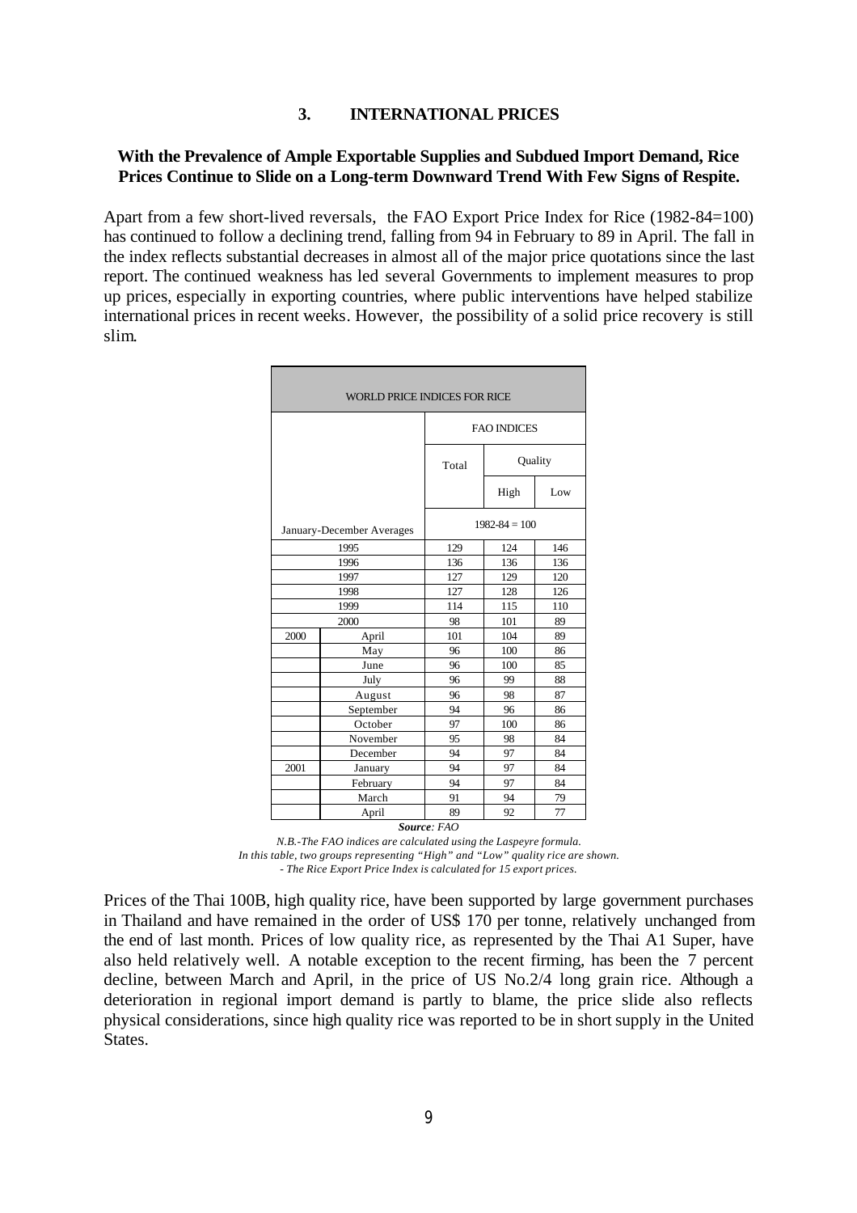## 3. INTERNATIONAL PRICES

**With the Prevalence of Ample Exportable Supplies and Subdued Import Demand, Rice Prices Continue to Slide on a Long-term Downward Trend With Few Signs of Respite.**

Apart from a few short-lived reversals, the FAO Export Price Index for Rice (1982-84=100) has continued to follow a declining trend, falling from 94 in February to 89 in April. The fall in the index reflects substantial decreases in almost all of the major price quotations since the last report. The continued weakness has led several Governments to implement measures to prop up prices, especially in exporting countries, where public interventions have helped stabilize international prices in recent weeks. However, the possibility of a solid price recovery is still slim.

| WORLD PRICE INDICES FOR RICE | | | | |
|---|---|---|---|---|
| | | FAO INDICES | | |
| | | Total | Quality | |
| | | | High | Low |
| January-December Averages | | 1982-84 = 100 | | |
| 1995 | | 129 | 124 | 146 |
| 1996 | | 136 | 136 | 136 |
| 1997 | | 127 | 129 | 120 |
| 1998 | | 127 | 128 | 126 |
| 1999 | | 114 | 115 | 110 |
| 2000 | | 98 | 101 | 89 |
| 2000 | April | 101 | 104 | 89 |
| | May | 96 | 100 | 86 |
| | June | 96 | 100 | 85 |
| | July | 96 | 99 | 88 |
| | August | 96 | 98 | 87 |
| | September | 94 | 96 | 86 |
| | October | 97 | 100 | 86 |
| | November | 95 | 98 | 84 |
| | December | 94 | 97 | 84 |
| 2001 | January | 94 | 97 | 84 |
| | February | 94 | 97 | 84 |
| | March | 91 | 94 | 79 |
| | April | 89 | 92 | 77 |

***Source**: FAO*

*N.B.-The FAO indices are calculated using the Laspeyre formula.*
*In this table, two groups representing "High" and "Low" quality rice are shown.*
*- The Rice Export Price Index is calculated for 15 export prices.*

Prices of the Thai 100B, high quality rice, have been supported by large government purchases in Thailand and have remained in the order of US$ 170 per tonne, relatively unchanged from the end of last month. Prices of low quality rice, as represented by the Thai A1 Super, have also held relatively well. A notable exception to the recent firming, has been the 7 percent decline, between March and April, in the price of US No.2/4 long grain rice. Although a deterioration in regional import demand is partly to blame, the price slide also reflects physical considerations, since high quality rice was reported to be in short supply in the United States.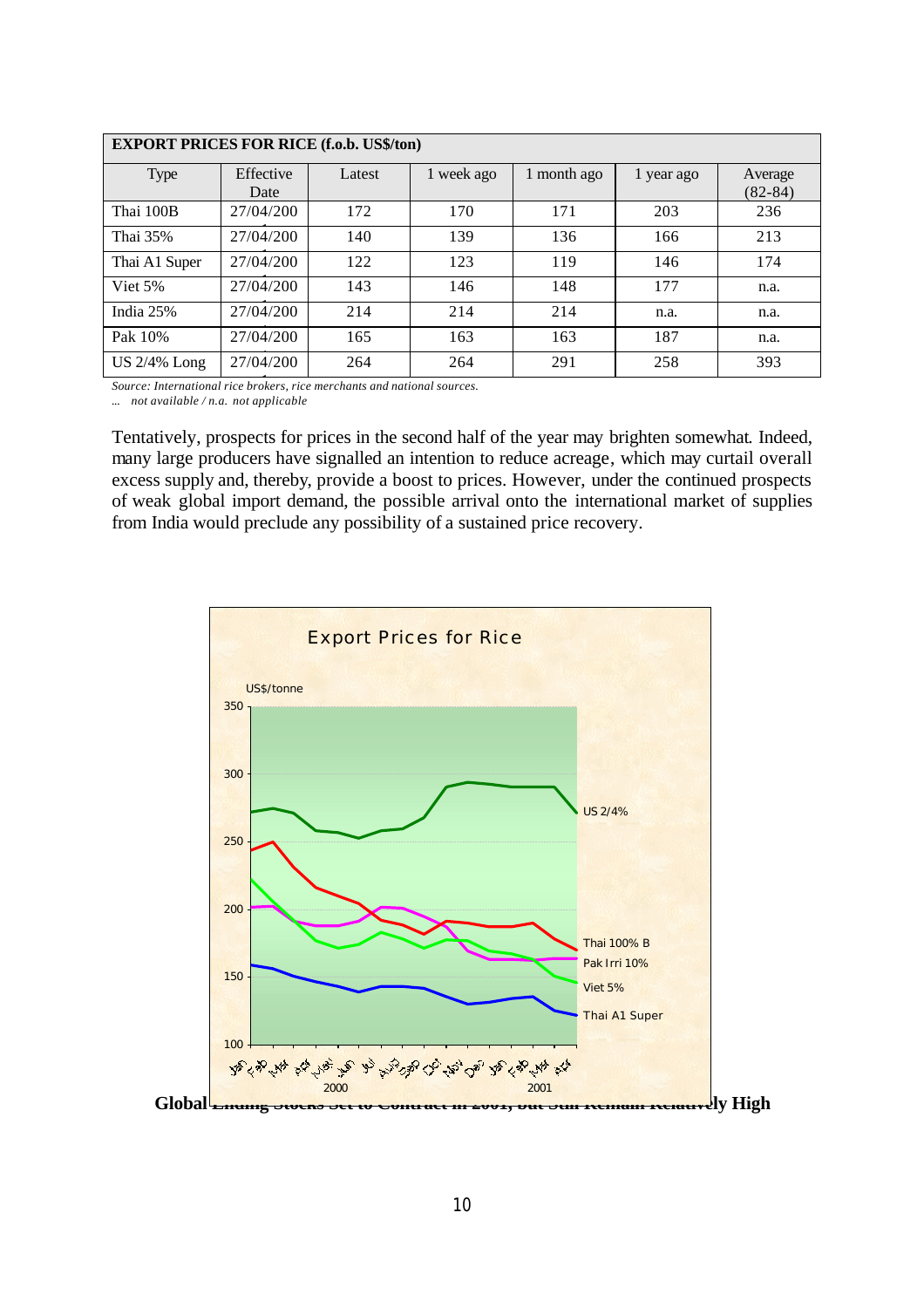| EXPORT PRICES FOR RICE (f.o.b. US$/ton) | | | | | | |
|---|---|---|---|---|---|---|
| Type | Effective Date | Latest | 1 week ago | 1 month ago | 1 year ago | Average (82-84) |
| Thai 100B | 27/04/200 | 172 | 170 | 171 | 203 | 236 |
| Thai 35% | 27/04/200 | 140 | 139 | 136 | 166 | 213 |
| Thai A1 Super | 27/04/200 | 122 | 123 | 119 | 146 | 174 |
| Viet 5% | 27/04/200 | 143 | 146 | 148 | 177 | n.a. |
| India 25% | 27/04/200 | 214 | 214 | 214 | n.a. | n.a. |
| Pak 10% | 27/04/200 | 165 | 163 | 163 | 187 | n.a. |
| US 2/4% Long | 27/04/200 | 264 | 264 | 291 | 258 | 393 |

*Source: International rice brokers, rice merchants and national sources.*
*... not available / n.a. not applicable*

Tentatively, prospects for prices in the second half of the year may brighten somewhat. Indeed, many large producers have signalled an intention to reduce acreage, which may curtail overall excess supply and, thereby, provide a boost to prices. However, under the continued prospects of weak global import demand, the possible arrival onto the international market of supplies from India would preclude any possibility of a sustained price recovery.

Export Prices for Rice

US$/tonne

US 2/4%, Thai 100% B, Pak Irri 10%, Viet 5%, Thai A1 Super

Jan Feb Mar Apr May Jun Jul Aug Sep Oct Nov Dec Jan Feb Mar Apr
2000 2001

**Global Ending Stocks Set to Contract in 2001, but Still Remain Relatively High**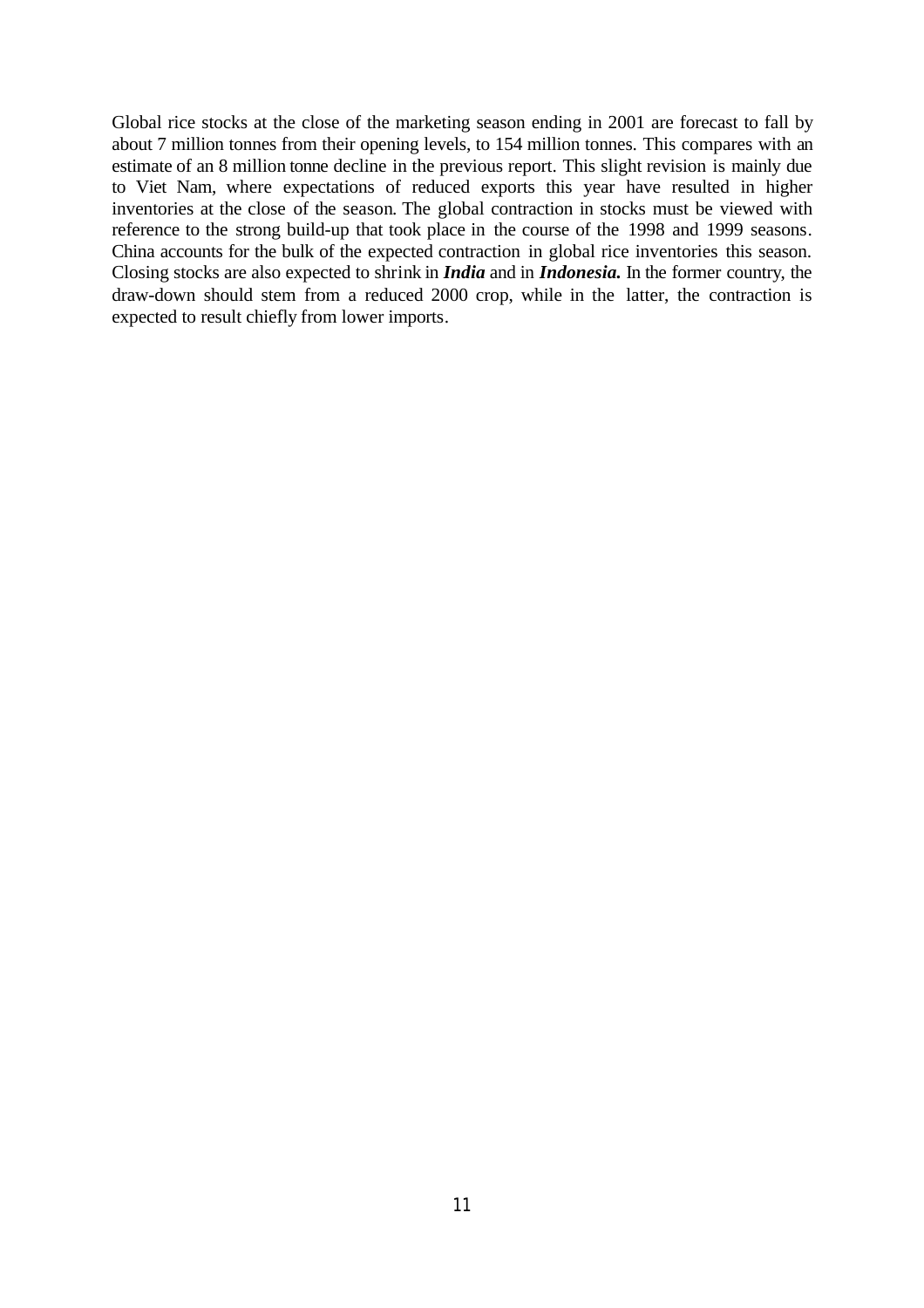Global rice stocks at the close of the marketing season ending in 2001 are forecast to fall by about 7 million tonnes from their opening levels, to 154 million tonnes. This compares with an estimate of an 8 million tonne decline in the previous report. This slight revision is mainly due to Viet Nam, where expectations of reduced exports this year have resulted in higher inventories at the close of the season. The global contraction in stocks must be viewed with reference to the strong build-up that took place in the course of the 1998 and 1999 seasons. China accounts for the bulk of the expected contraction in global rice inventories this season. Closing stocks are also expected to shrink in ***India*** and in ***Indonesia.*** In the former country, the draw-down should stem from a reduced 2000 crop, while in the latter, the contraction is expected to result chiefly from lower imports.